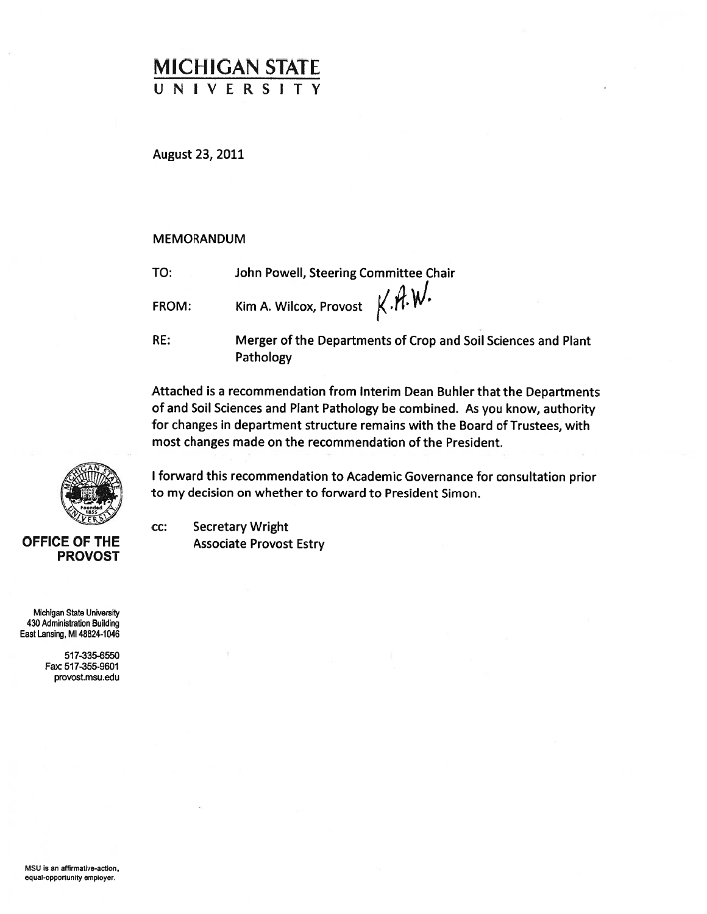# MICHIGAN STATE UNIVERSITY

August 23, 2011

MEMORANDUM

TO: John Powell, Steering Committee Chair

FROM: Kim A. Wilcox, Provost K.A.W.

RE: Merger of the Departments of Crop and Soil Sciences and Plant Pathology

Attached is a recommendation from Interim Dean Buhler that the Departments of and Soil Sciences and Plant Pathology be combined. As you know, authority for changes in department structure remains with the Board of Trustees, with most changes made on the recommendation of the President.

I forward this recommendation to Academic Governance for consultation prior to my decision on whether to forward to President Simon.

cc: Secretary Wright
Associate Provost Estry

**OFFICE OF THE PROVOST**

Michigan State University
430 Administration Building
East Lansing, MI 48824-1046

517-335-6550
Fax: 517-355-9601
provost.msu.edu

MSU is an affirmative-action, equal-opportunity employer.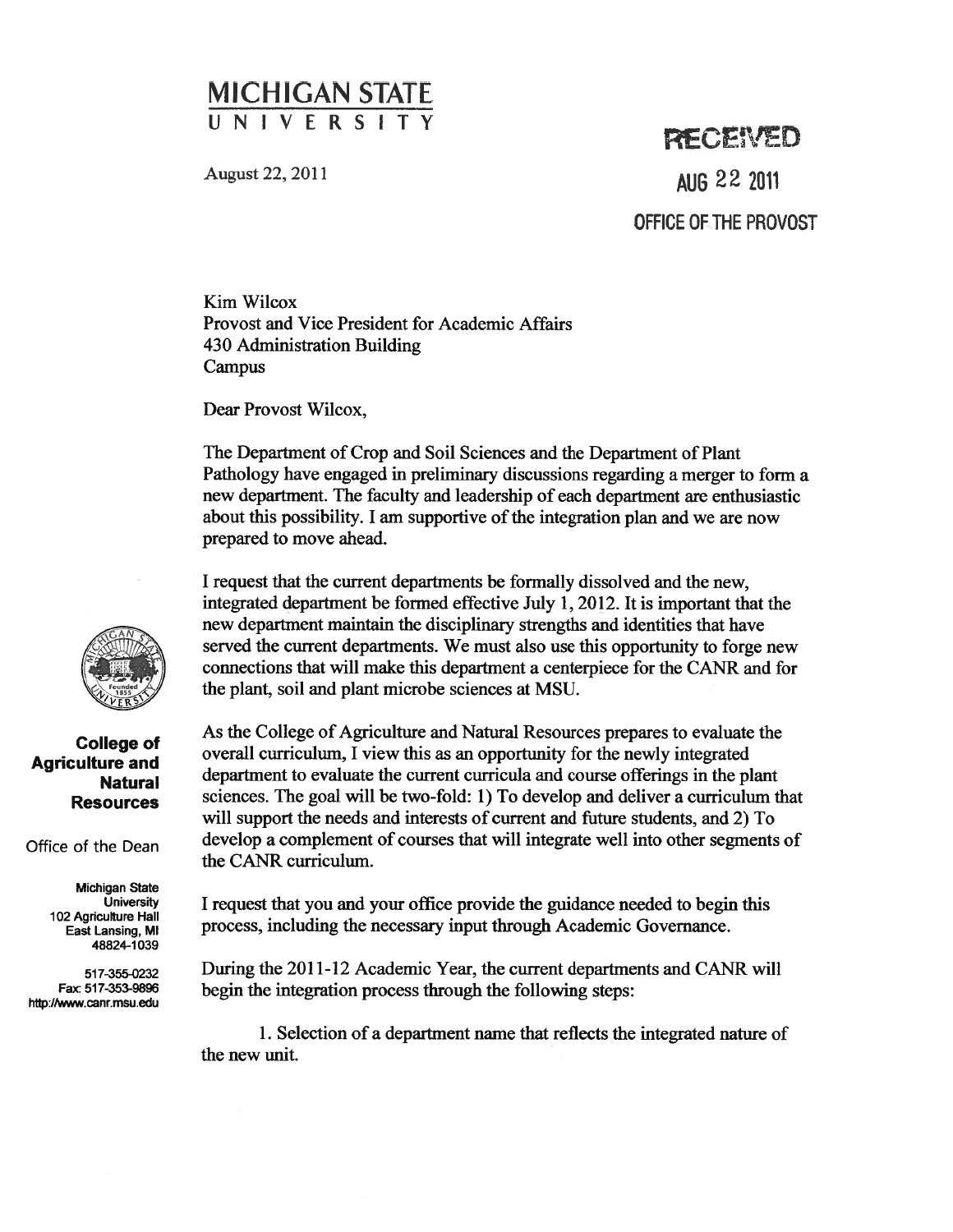# MICHIGAN STATE UNIVERSITY

August 22, 2011

RECEIVED
AUG 22 2011
OFFICE OF THE PROVOST

**College of Agriculture and Natural Resources**

Office of the Dean

Michigan State University
102 Agriculture Hall
East Lansing, MI
48824-1039

517-355-0232
Fax: 517-353-9896
http://www.canr.msu.edu

Kim Wilcox
Provost and Vice President for Academic Affairs
430 Administration Building
Campus

Dear Provost Wilcox,

The Department of Crop and Soil Sciences and the Department of Plant Pathology have engaged in preliminary discussions regarding a merger to form a new department. The faculty and leadership of each department are enthusiastic about this possibility. I am supportive of the integration plan and we are now prepared to move ahead.

I request that the current departments be formally dissolved and the new, integrated department be formed effective July 1, 2012. It is important that the new department maintain the disciplinary strengths and identities that have served the current departments. We must also use this opportunity to forge new connections that will make this department a centerpiece for the CANR and for the plant, soil and plant microbe sciences at MSU.

As the College of Agriculture and Natural Resources prepares to evaluate the overall curriculum, I view this as an opportunity for the newly integrated department to evaluate the current curricula and course offerings in the plant sciences. The goal will be two-fold: 1) To develop and deliver a curriculum that will support the needs and interests of current and future students, and 2) To develop a complement of courses that will integrate well into other segments of the CANR curriculum.

I request that you and your office provide the guidance needed to begin this process, including the necessary input through Academic Governance.

During the 2011-12 Academic Year, the current departments and CANR will begin the integration process through the following steps:

1. Selection of a department name that reflects the integrated nature of the new unit.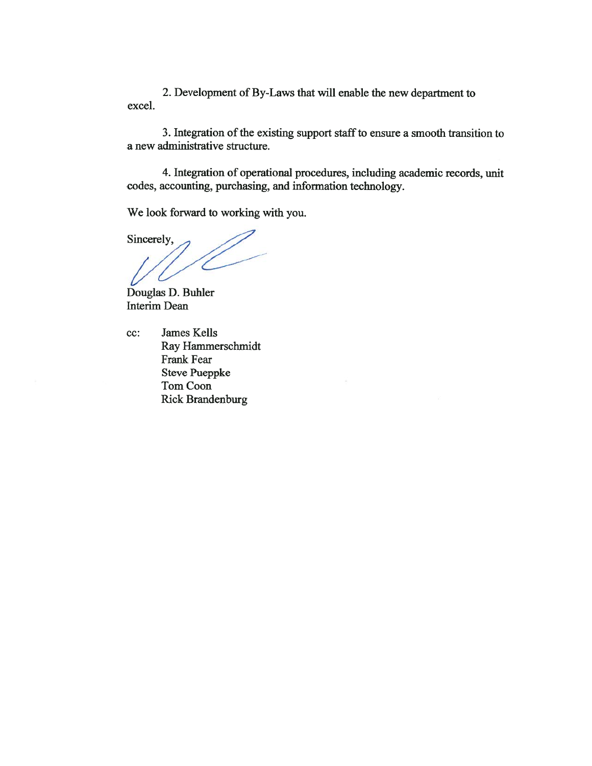2. Development of By-Laws that will enable the new department to excel.

3. Integration of the existing support staff to ensure a smooth transition to a new administrative structure.

4. Integration of operational procedures, including academic records, unit codes, accounting, purchasing, and information technology.

We look forward to working with you.

Sincerely,

Douglas D. Buhler
Interim Dean

cc: James Kells
Ray Hammerschmidt
Frank Fear
Steve Pueppke
Tom Coon
Rick Brandenburg